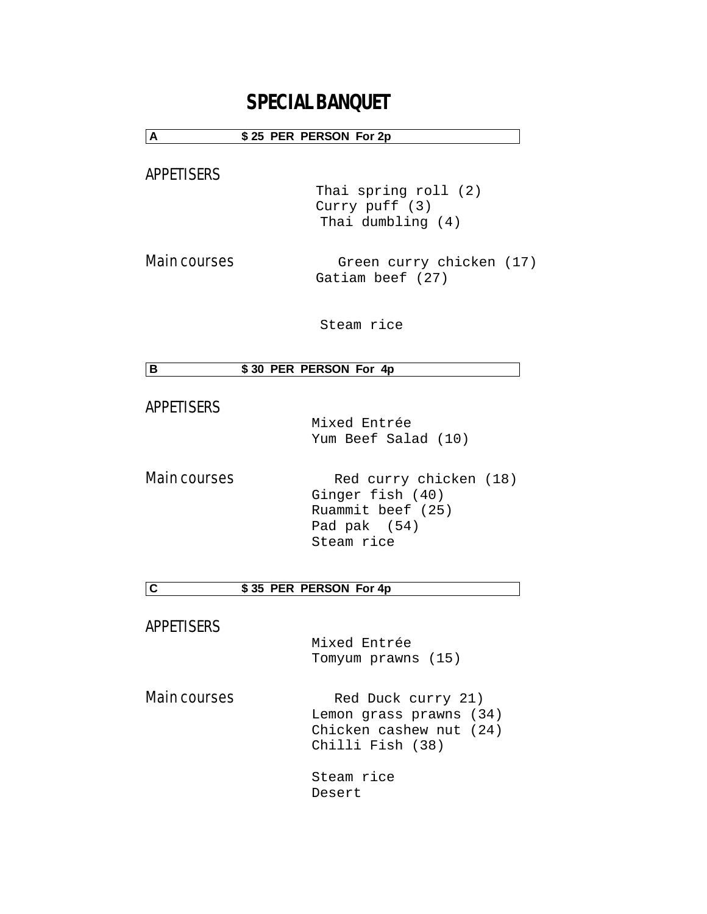# SPECIAL BANQUET

**A $ 25 PER PERSON For 2p**

APPETISERS

Thai spring roll (2)
Curry puff (3)
Thai dumbling (4)

Main courses

Green curry chicken (17)
Gatiam beef (27)

Steam rice

**B $ 30 PER PERSON For 4p**

APPETISERS

Mixed Entrée
Yum Beef Salad (10)

Main courses

Red curry chicken (18)
Ginger fish (40)
Ruammit beef (25)
Pad pak (54)
Steam rice

**C $ 35 PER PERSON For 4p**

APPETISERS

Mixed Entrée
Tomyum prawns (15)

Main courses

Red Duck curry 21)
Lemon grass prawns (34)
Chicken cashew nut (24)
Chilli Fish (38)

Steam rice
Desert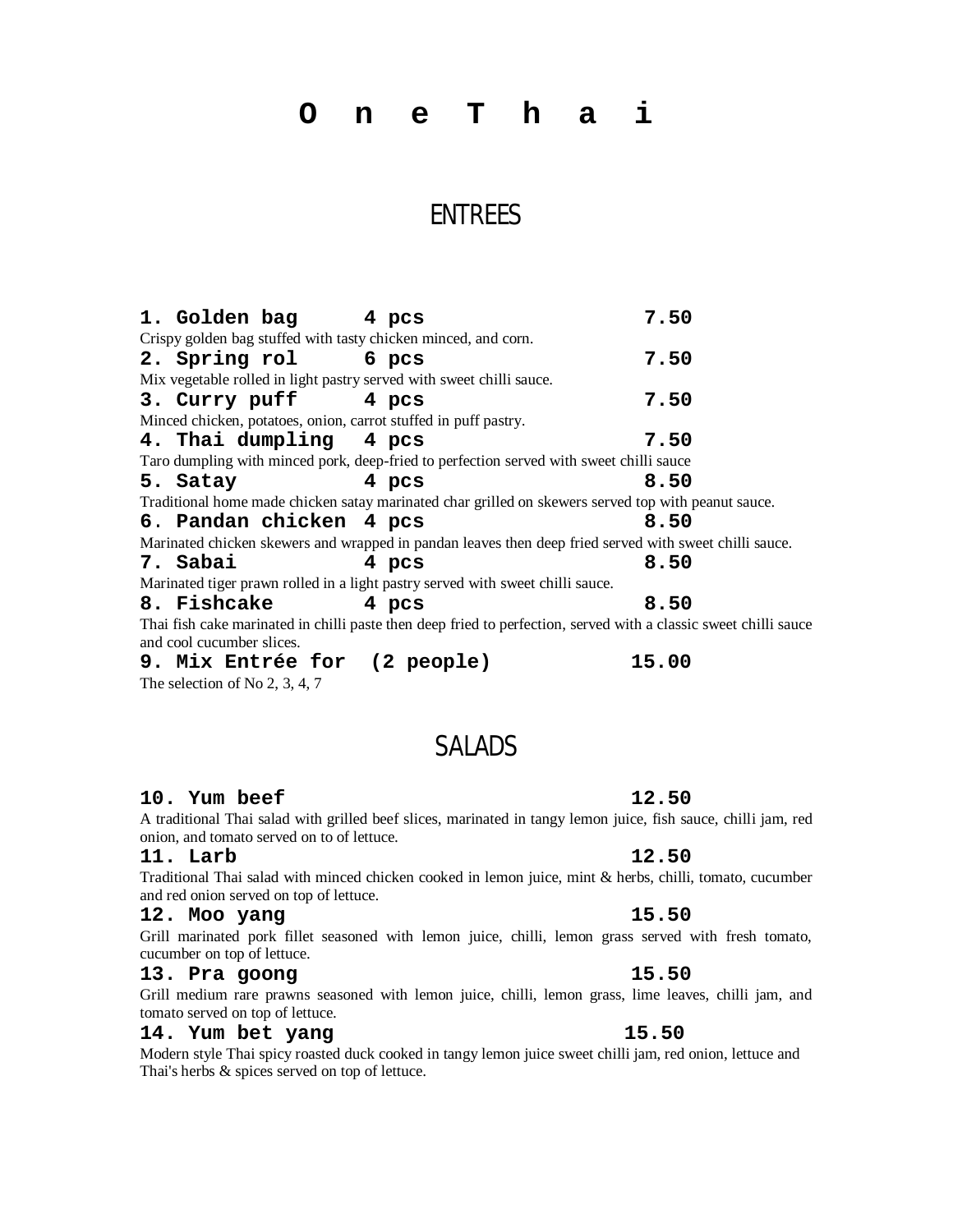# O n e T h a i

## ENTREES

**1. Golden bag 4 pcs 7.50**
Crispy golden bag stuffed with tasty chicken minced, and corn.

**2. Spring rol 6 pcs 7.50**
Mix vegetable rolled in light pastry served with sweet chilli sauce.

**3. Curry puff 4 pcs 7.50**
Minced chicken, potatoes, onion, carrot stuffed in puff pastry.

**4. Thai dumpling 4 pcs 7.50**
Taro dumpling with minced pork, deep-fried to perfection served with sweet chilli sauce

**5. Satay 4 pcs 8.50**
Traditional home made chicken satay marinated char grilled on skewers served top with peanut sauce.

**6. Pandan chicken 4 pcs 8.50**
Marinated chicken skewers and wrapped in pandan leaves then deep fried served with sweet chilli sauce.

**7. Sabai 4 pcs 8.50**
Marinated tiger prawn rolled in a light pastry served with sweet chilli sauce.

**8. Fishcake 4 pcs 8.50**
Thai fish cake marinated in chilli paste then deep fried to perfection, served with a classic sweet chilli sauce and cool cucumber slices.

**9. Mix Entrée for (2 people) 15.00**
The selection of No 2, 3, 4, 7

## SALADS

**10. Yum beef 12.50**
A traditional Thai salad with grilled beef slices, marinated in tangy lemon juice, fish sauce, chilli jam, red onion, and tomato served on to of lettuce.

**11. Larb 12.50**
Traditional Thai salad with minced chicken cooked in lemon juice, mint & herbs, chilli, tomato, cucumber and red onion served on top of lettuce.

**12. Moo yang 15.50**
Grill marinated pork fillet seasoned with lemon juice, chilli, lemon grass served with fresh tomato, cucumber on top of lettuce.

**13. Pra goong 15.50**
Grill medium rare prawns seasoned with lemon juice, chilli, lemon grass, lime leaves, chilli jam, and tomato served on top of lettuce.

**14. Yum bet yang 15.50**
Modern style Thai spicy roasted duck cooked in tangy lemon juice sweet chilli jam, red onion, lettuce and Thai's herbs & spices served on top of lettuce.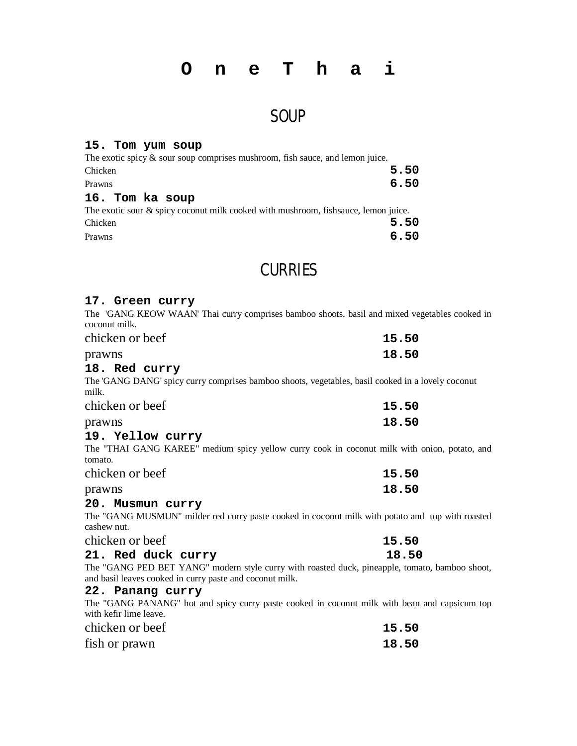# O n e T h a i

## SOUP

### 15. Tom yum soup

The exotic spicy & sour soup comprises mushroom, fish sauce, and lemon juice.

| | |
|---|---|
| Chicken | **5.50** |
| Prawns | **6.50** |

### 16. Tom ka soup

The exotic sour & spicy coconut milk cooked with mushroom, fishsauce, lemon juice.

| | |
|---|---|
| Chicken | **5.50** |
| Prawns | **6.50** |

## CURRIES

### 17. Green curry

The 'GANG KEOW WAAN' Thai curry comprises bamboo shoots, basil and mixed vegetables cooked in coconut milk.

| | |
|---|---|
| chicken or beef | **15.50** |
| prawns | **18.50** |

### 18. Red curry

The 'GANG DANG' spicy curry comprises bamboo shoots, vegetables, basil cooked in a lovely coconut milk.

| | |
|---|---|
| chicken or beef | **15.50** |
| prawns | **18.50** |

### 19. Yellow curry

The "THAI GANG KAREE" medium spicy yellow curry cook in coconut milk with onion, potato, and tomato.

| | |
|---|---|
| chicken or beef | **15.50** |
| prawns | **18.50** |

### 20. Musmun curry

The "GANG MUSMUN" milder red curry paste cooked in coconut milk with potato and top with roasted cashew nut.

| | |
|---|---|
| chicken or beef | **15.50** |

### 21. Red duck curry **18.50**

The "GANG PED BET YANG" modern style curry with roasted duck, pineapple, tomato, bamboo shoot, and basil leaves cooked in curry paste and coconut milk.

### 22. Panang curry

The "GANG PANANG" hot and spicy curry paste cooked in coconut milk with bean and capsicum top with kefir lime leave.

| | |
|---|---|
| chicken or beef | **15.50** |
| fish or prawn | **18.50** |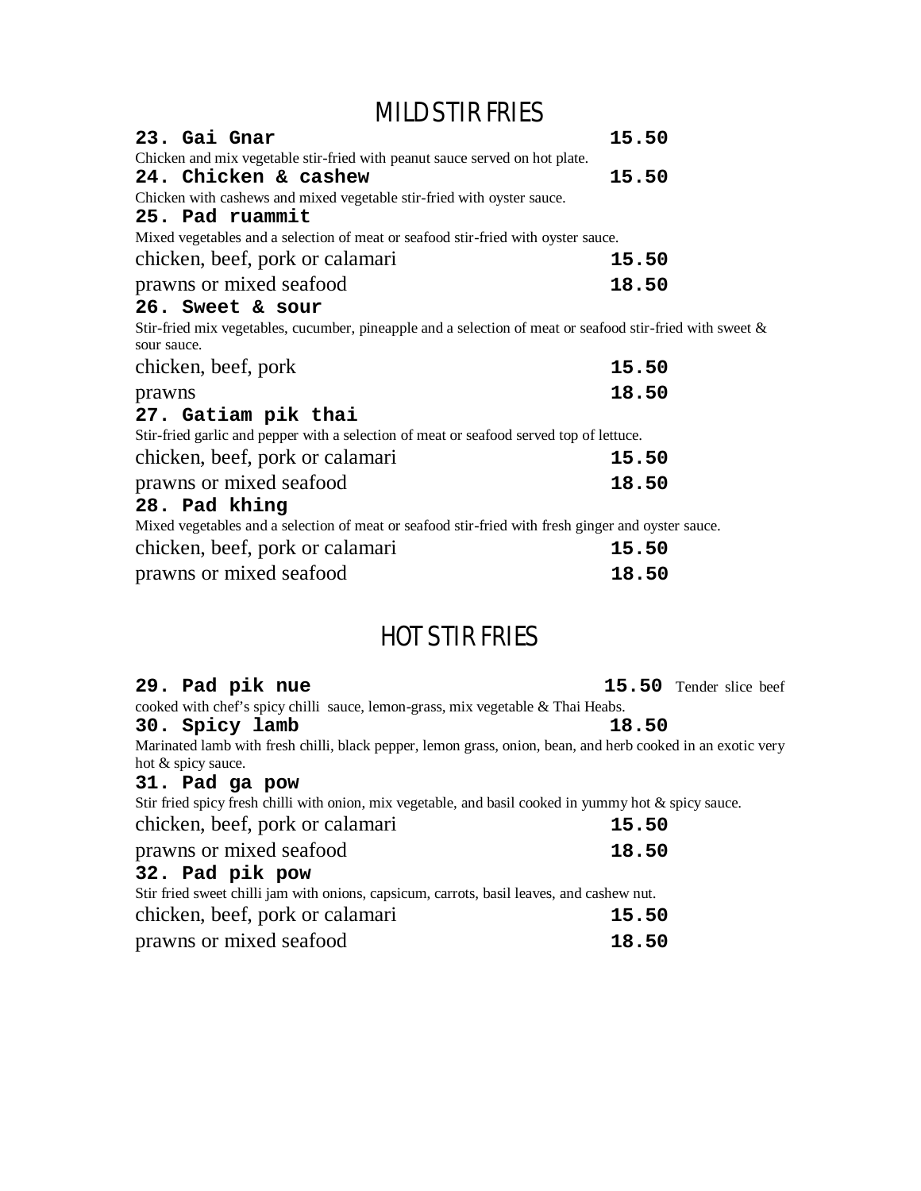## MILD STIR FRIES

**23. Gai Gnar** **15.50**

Chicken and mix vegetable stir-fried with peanut sauce served on hot plate.

**24. Chicken & cashew** **15.50**

Chicken with cashews and mixed vegetable stir-fried with oyster sauce.

**25. Pad ruammit**

Mixed vegetables and a selection of meat or seafood stir-fried with oyster sauce.

chicken, beef, pork or calamari **15.50**

prawns or mixed seafood **18.50**

**26. Sweet & sour**

Stir-fried mix vegetables, cucumber, pineapple and a selection of meat or seafood stir-fried with sweet & sour sauce.

chicken, beef, pork **15.50**

prawns **18.50**

**27. Gatiam pik thai**

Stir-fried garlic and pepper with a selection of meat or seafood served top of lettuce.

chicken, beef, pork or calamari **15.50**

prawns or mixed seafood **18.50**

**28. Pad khing**

Mixed vegetables and a selection of meat or seafood stir-fried with fresh ginger and oyster sauce.

chicken, beef, pork or calamari **15.50**

prawns or mixed seafood **18.50**

## HOT STIR FRIES

**29. Pad pik nue** **15.50** Tender slice beef cooked with chef's spicy chilli sauce, lemon-grass, mix vegetable & Thai Heabs.

**30. Spicy lamb** **18.50**

Marinated lamb with fresh chilli, black pepper, lemon grass, onion, bean, and herb cooked in an exotic very hot & spicy sauce.

**31. Pad ga pow**

Stir fried spicy fresh chilli with onion, mix vegetable, and basil cooked in yummy hot & spicy sauce.

chicken, beef, pork or calamari **15.50**

prawns or mixed seafood **18.50**

**32. Pad pik pow**

Stir fried sweet chilli jam with onions, capsicum, carrots, basil leaves, and cashew nut.

chicken, beef, pork or calamari **15.50**

prawns or mixed seafood **18.50**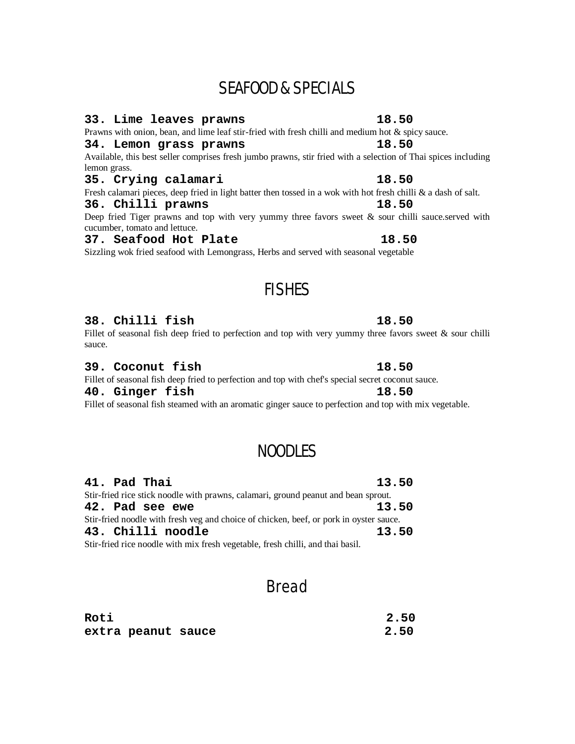## SEAFOOD & SPECIALS

**33. Lime leaves prawns 18.50**

Prawns with onion, bean, and lime leaf stir-fried with fresh chilli and medium hot & spicy sauce.

**34. Lemon grass prawns 18.50**

Available, this best seller comprises fresh jumbo prawns, stir fried with a selection of Thai spices including lemon grass.

**35. Crying calamari 18.50**

Fresh calamari pieces, deep fried in light batter then tossed in a wok with hot fresh chilli & a dash of salt.

**36. Chilli prawns 18.50**

Deep fried Tiger prawns and top with very yummy three favors sweet & sour chilli sauce.served with cucumber, tomato and lettuce.

**37. Seafood Hot Plate 18.50**

Sizzling wok fried seafood with Lemongrass, Herbs and served with seasonal vegetable

## FISHES

**38. Chilli fish 18.50**

Fillet of seasonal fish deep fried to perfection and top with very yummy three favors sweet & sour chilli sauce.

**39. Coconut fish 18.50**

Fillet of seasonal fish deep fried to perfection and top with chef's special secret coconut sauce.

**40. Ginger fish 18.50**

Fillet of seasonal fish steamed with an aromatic ginger sauce to perfection and top with mix vegetable.

## NOODLES

**41. Pad Thai 13.50**

Stir-fried rice stick noodle with prawns, calamari, ground peanut and bean sprout.

**42. Pad see ewe 13.50**

Stir-fried noodle with fresh veg and choice of chicken, beef, or pork in oyster sauce.

**43. Chilli noodle 13.50**

Stir-fried rice noodle with mix fresh vegetable, fresh chilli, and thai basil.

## Bread

**Roti 2.50**

**extra peanut sauce 2.50**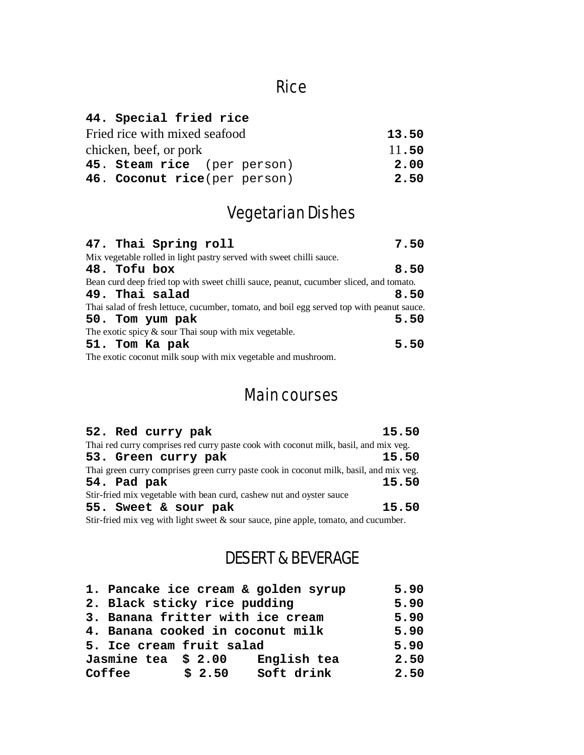# Rice

**44. Special fried rice**

Fried rice with mixed seafood **13.50**

chicken, beef, or pork 11.**50**

**45. Steam rice** (per person) **2.00**

**46. Coconut rice**(per person) **2.50**

# Vegetarian Dishes

**47. Thai Spring roll 7.50**

Mix vegetable rolled in light pastry served with sweet chilli sauce.

**48. Tofu box 8.50**

Bean curd deep fried top with sweet chilli sauce, peanut, cucumber sliced, and tomato.

**49. Thai salad 8.50**

Thai salad of fresh lettuce, cucumber, tomato, and boil egg served top with peanut sauce.

**50. Tom yum pak 5.50**

The exotic spicy & sour Thai soup with mix vegetable.

**51. Tom Ka pak 5.50**

The exotic coconut milk soup with mix vegetable and mushroom.

# Main courses

**52. Red curry pak 15.50**

Thai red curry comprises red curry paste cook with coconut milk, basil, and mix veg.

**53. Green curry pak 15.50**

Thai green curry comprises green curry paste cook in coconut milk, basil, and mix veg.

**54. Pad pak 15.50**

Stir-fried mix vegetable with bean curd, cashew nut and oyster sauce

**55. Sweet & sour pak 15.50**

Stir-fried mix veg with light sweet & sour sauce, pine apple, tomato, and cucumber.

# DESERT & BEVERAGE

**1. Pancake ice cream & golden syrup 5.90**

**2. Black sticky rice pudding 5.90**

**3. Banana fritter with ice cream 5.90**

**4. Banana cooked in coconut milk 5.90**

**5. Ice cream fruit salad 5.90**

**Jasmine tea $ 2.00 English tea 2.50**

**Coffee $ 2.50 Soft drink 2.50**